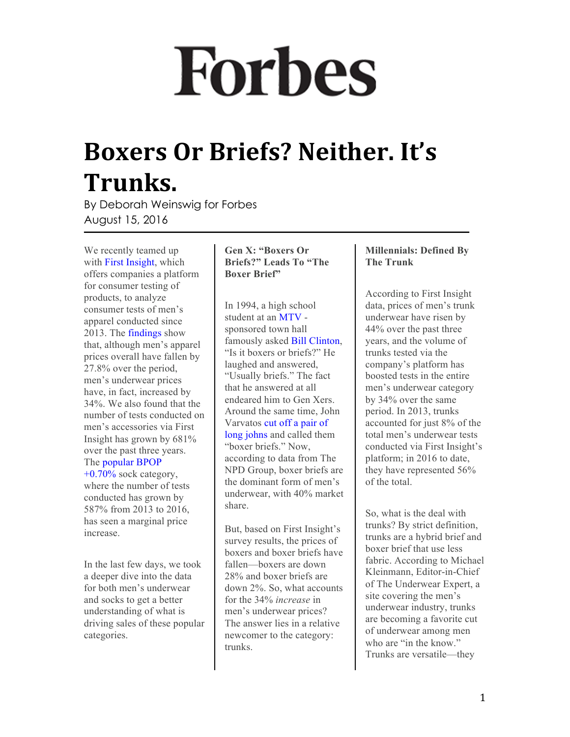# Forbes

# Boxers Or Briefs? Neither. It's Trunks.

By Deborah Weinswig for Forbes
August 15, 2016

---

We recently teamed up with First Insight, which offers companies a platform for consumer testing of products, to analyze consumer tests of men's apparel conducted since 2013. The findings show that, although men's apparel prices overall have fallen by 27.8% over the period, men's underwear prices have, in fact, increased by 34%. We also found that the number of tests conducted on men's accessories via First Insight has grown by 681% over the past three years. The popular BPOP +0.70% sock category, where the number of tests conducted has grown by 587% from 2013 to 2016, has seen a marginal price increase.

In the last few days, we took a deeper dive into the data for both men's underwear and socks to get a better understanding of what is driving sales of these popular categories.

**Gen X: "Boxers Or Briefs?" Leads To "The Boxer Brief"**

In 1994, a high school student at an MTV-sponsored town hall famously asked Bill Clinton, "Is it boxers or briefs?" He laughed and answered, "Usually briefs." The fact that he answered at all endeared him to Gen Xers. Around the same time, John Varvatos cut off a pair of long johns and called them "boxer briefs." Now, according to data from The NPD Group, boxer briefs are the dominant form of men's underwear, with 40% market share.

But, based on First Insight's survey results, the prices of boxers and boxer briefs have fallen—boxers are down 28% and boxer briefs are down 2%. So, what accounts for the 34% *increase* in men's underwear prices? The answer lies in a relative newcomer to the category: trunks.

**Millennials: Defined By The Trunk**

According to First Insight data, prices of men's trunk underwear have risen by 44% over the past three years, and the volume of trunks tested via the company's platform has boosted tests in the entire men's underwear category by 34% over the same period. In 2013, trunks accounted for just 8% of the total men's underwear tests conducted via First Insight's platform; in 2016 to date, they have represented 56% of the total.

So, what is the deal with trunks? By strict definition, trunks are a hybrid brief and boxer brief that use less fabric. According to Michael Kleinmann, Editor-in-Chief of The Underwear Expert, a site covering the men's underwear industry, trunks are becoming a favorite cut of underwear among men who are "in the know." Trunks are versatile—they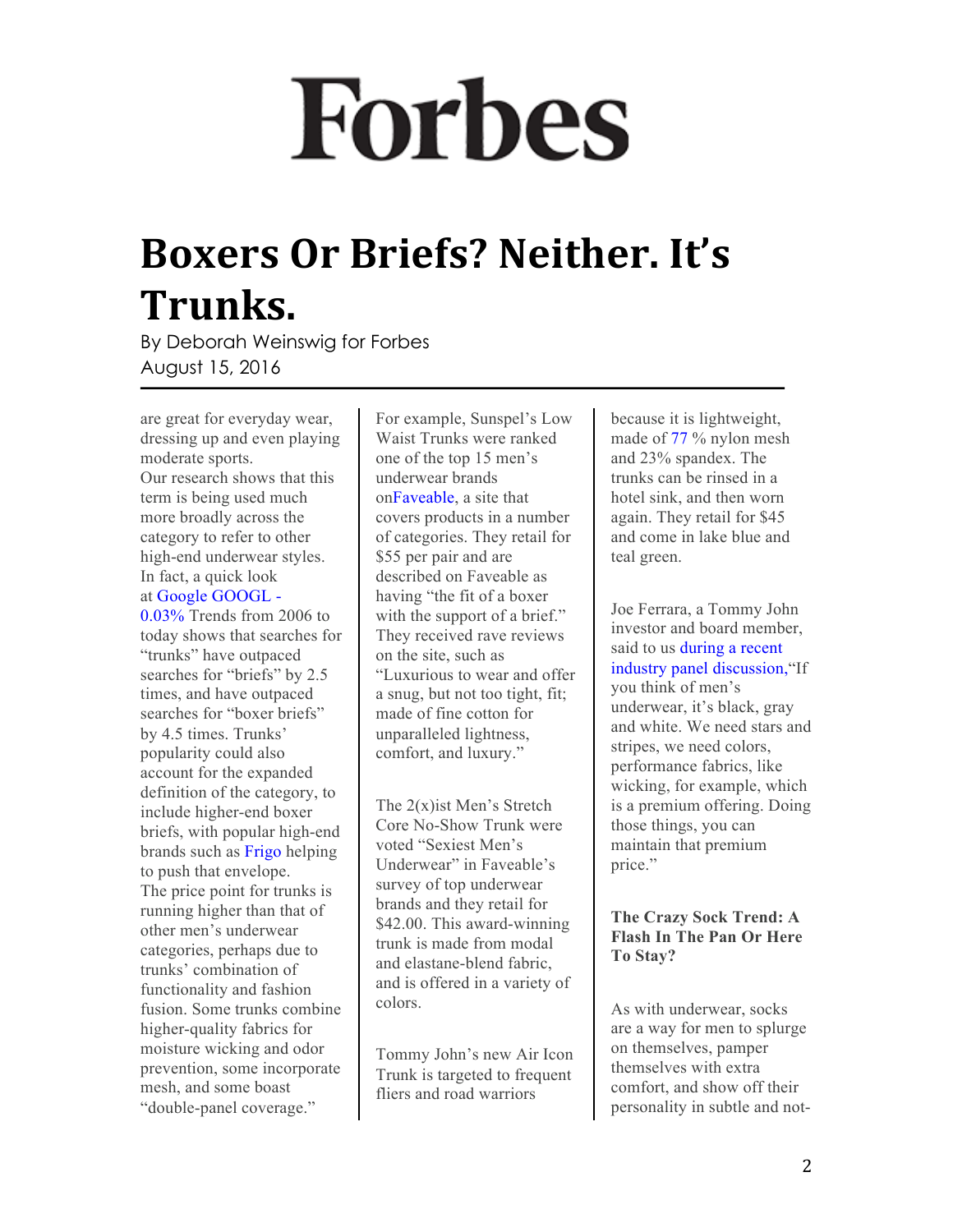# Forbes

# Boxers Or Briefs? Neither. It's Trunks.

By Deborah Weinswig for Forbes
August 15, 2016

are great for everyday wear, dressing up and even playing moderate sports.

Our research shows that this term is being used much more broadly across the category to refer to other high-end underwear styles. In fact, a quick look at Google GOOGL -0.03% Trends from 2006 to today shows that searches for "trunks" have outpaced searches for "briefs" by 2.5 times, and have outpaced searches for "boxer briefs" by 4.5 times. Trunks' popularity could also account for the expanded definition of the category, to include higher-end boxer briefs, with popular high-end brands such as Frigo helping to push that envelope.

The price point for trunks is running higher than that of other men's underwear categories, perhaps due to trunks' combination of functionality and fashion fusion. Some trunks combine higher-quality fabrics for moisture wicking and odor prevention, some incorporate mesh, and some boast "double-panel coverage."

For example, Sunspel's Low Waist Trunks were ranked one of the top 15 men's underwear brands onFaveable, a site that covers products in a number of categories. They retail for $55 per pair and are described on Faveable as having "the fit of a boxer with the support of a brief." They received rave reviews on the site, such as "Luxurious to wear and offer a snug, but not too tight, fit; made of fine cotton for unparalleled lightness, comfort, and luxury."

The 2(x)ist Men's Stretch Core No-Show Trunk were voted "Sexiest Men's Underwear" in Faveable's survey of top underwear brands and they retail for $42.00. This award-winning trunk is made from modal and elastane-blend fabric, and is offered in a variety of colors.

Tommy John's new Air Icon Trunk is targeted to frequent fliers and road warriors because it is lightweight, made of 77 % nylon mesh and 23% spandex. The trunks can be rinsed in a hotel sink, and then worn again. They retail for $45 and come in lake blue and teal green.

Joe Ferrara, a Tommy John investor and board member, said to us during a recent industry panel discussion,"If you think of men's underwear, it's black, gray and white. We need stars and stripes, we need colors, performance fabrics, like wicking, for example, which is a premium offering. Doing those things, you can maintain that premium price."

**The Crazy Sock Trend: A Flash In The Pan Or Here To Stay?**

As with underwear, socks are a way for men to splurge on themselves, pamper themselves with extra comfort, and show off their personality in subtle and not-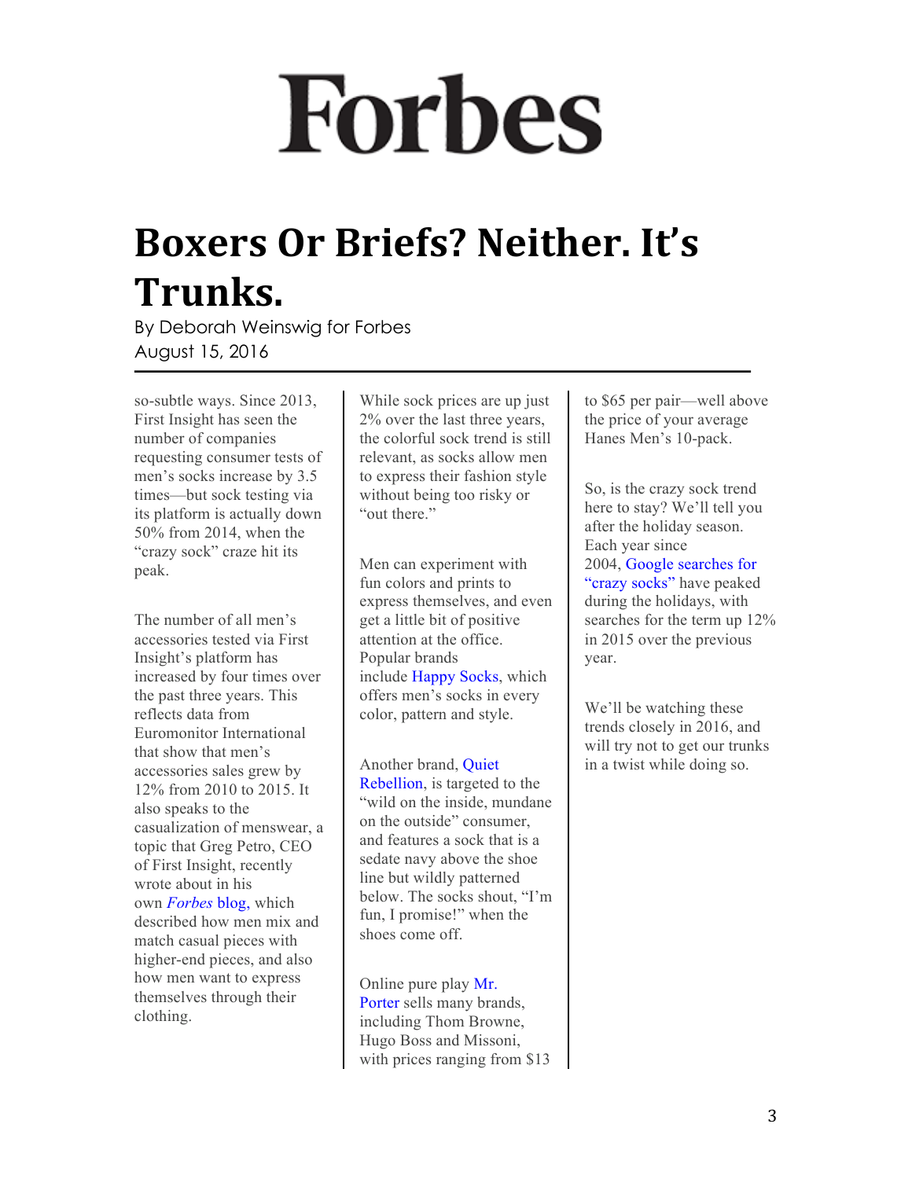# Forbes

# Boxers Or Briefs? Neither. It's Trunks.

By Deborah Weinswig for Forbes
August 15, 2016

---

so-subtle ways. Since 2013, First Insight has seen the number of companies requesting consumer tests of men's socks increase by 3.5 times—but sock testing via its platform is actually down 50% from 2014, when the "crazy sock" craze hit its peak.

The number of all men's accessories tested via First Insight's platform has increased by four times over the past three years. This reflects data from Euromonitor International that show that men's accessories sales grew by 12% from 2010 to 2015. It also speaks to the casualization of menswear, a topic that Greg Petro, CEO of First Insight, recently wrote about in his own *Forbes* blog, which described how men mix and match casual pieces with higher-end pieces, and also how men want to express themselves through their clothing.

While sock prices are up just 2% over the last three years, the colorful sock trend is still relevant, as socks allow men to express their fashion style without being too risky or "out there."

Men can experiment with fun colors and prints to express themselves, and even get a little bit of positive attention at the office. Popular brands include Happy Socks, which offers men's socks in every color, pattern and style.

Another brand, Quiet Rebellion, is targeted to the "wild on the inside, mundane on the outside" consumer, and features a sock that is a sedate navy above the shoe line but wildly patterned below. The socks shout, "I'm fun, I promise!" when the shoes come off.

Online pure play Mr. Porter sells many brands, including Thom Browne, Hugo Boss and Missoni, with prices ranging from $13 to $65 per pair—well above the price of your average Hanes Men's 10-pack.

So, is the crazy sock trend here to stay? We'll tell you after the holiday season. Each year since 2004, Google searches for "crazy socks" have peaked during the holidays, with searches for the term up 12% in 2015 over the previous year.

We'll be watching these trends closely in 2016, and will try not to get our trunks in a twist while doing so.